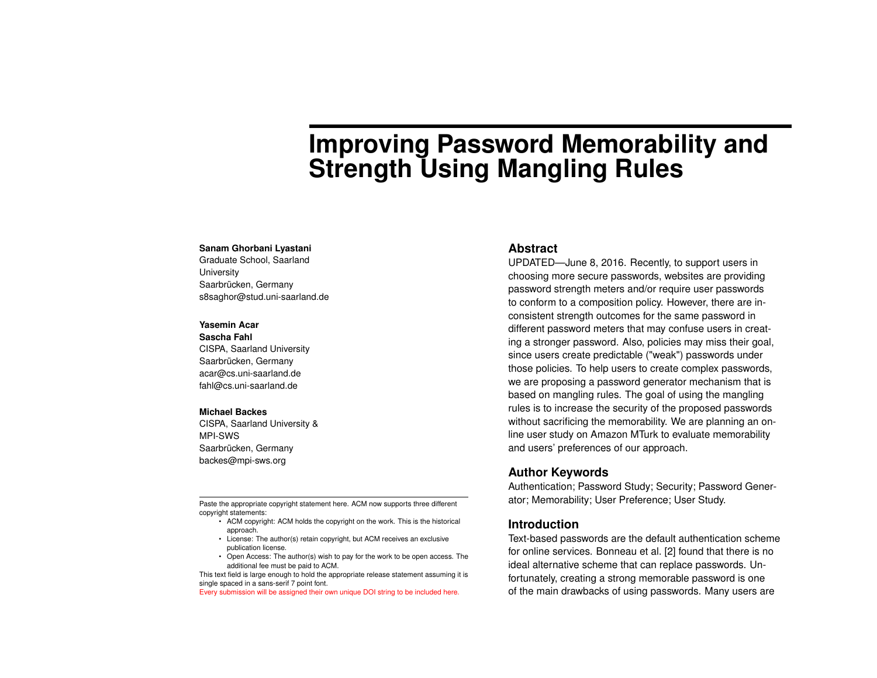# Improving Password Memorability and Strength Using Mangling Rules

**Sanam Ghorbani Lyastani**
Graduate School, Saarland University
Saarbrücken, Germany
s8saghor@stud.uni-saarland.de

**Yasemin Acar**
**Sascha Fahl**
CISPA, Saarland University
Saarbrücken, Germany
acar@cs.uni-saarland.de
fahl@cs.uni-saarland.de

**Michael Backes**
CISPA, Saarland University & MPI-SWS
Saarbrücken, Germany
backes@mpi-sws.org

Paste the appropriate copyright statement here. ACM now supports three different copyright statements:

- ACM copyright: ACM holds the copyright on the work. This is the historical approach.
- License: The author(s) retain copyright, but ACM receives an exclusive publication license.
- Open Access: The author(s) wish to pay for the work to be open access. The additional fee must be paid to ACM.

This text field is large enough to hold the appropriate release statement assuming it is single spaced in a sans-serif 7 point font.

Every submission will be assigned their own unique DOI string to be included here.

## Abstract

UPDATED—June 8, 2016. Recently, to support users in choosing more secure passwords, websites are providing password strength meters and/or require user passwords to conform to a composition policy. However, there are inconsistent strength outcomes for the same password in different password meters that may confuse users in creating a stronger password. Also, policies may miss their goal, since users create predictable ("weak") passwords under those policies. To help users to create complex passwords, we are proposing a password generator mechanism that is based on mangling rules. The goal of using the mangling rules is to increase the security of the proposed passwords without sacrificing the memorability. We are planning an online user study on Amazon MTurk to evaluate memorability and users' preferences of our approach.

## Author Keywords

Authentication; Password Study; Security; Password Generator; Memorability; User Preference; User Study.

## Introduction

Text-based passwords are the default authentication scheme for online services. Bonneau et al. [2] found that there is no ideal alternative scheme that can replace passwords. Unfortunately, creating a strong memorable password is one of the main drawbacks of using passwords. Many users are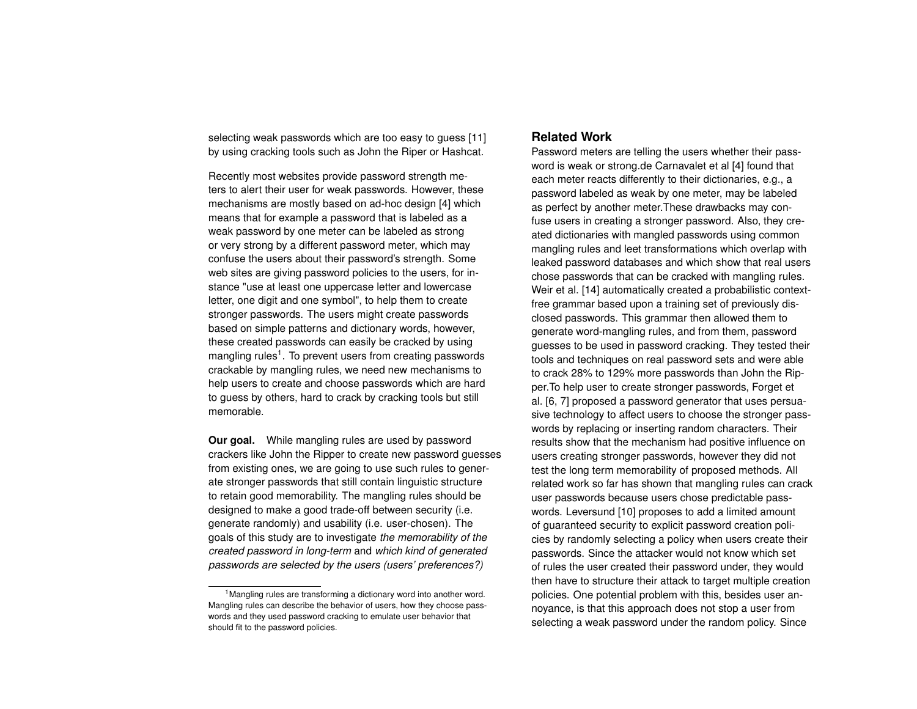selecting weak passwords which are too easy to guess [11] by using cracking tools such as John the Riper or Hashcat.

Recently most websites provide password strength meters to alert their user for weak passwords. However, these mechanisms are mostly based on ad-hoc design [4] which means that for example a password that is labeled as a weak password by one meter can be labeled as strong or very strong by a different password meter, which may confuse the users about their password's strength. Some web sites are giving password policies to the users, for instance "use at least one uppercase letter and lowercase letter, one digit and one symbol", to help them to create stronger passwords. The users might create passwords based on simple patterns and dictionary words, however, these created passwords can easily be cracked by using mangling rules[1]. To prevent users from creating passwords crackable by mangling rules, we need new mechanisms to help users to create and choose passwords which are hard to guess by others, hard to crack by cracking tools but still memorable.

**Our goal.** While mangling rules are used by password crackers like John the Ripper to create new password guesses from existing ones, we are going to use such rules to generate stronger passwords that still contain linguistic structure to retain good memorability. The mangling rules should be designed to make a good trade-off between security (i.e. generate randomly) and usability (i.e. user-chosen). The goals of this study are to investigate *the memorability of the created password in long-term* and *which kind of generated passwords are selected by the users (users' preferences?)*

[1] Mangling rules are transforming a dictionary word into another word. Mangling rules can describe the behavior of users, how they choose passwords and they used password cracking to emulate user behavior that should fit to the password policies.

## Related Work

Password meters are telling the users whether their password is weak or strong.de Carnavalet et al [4] found that each meter reacts differently to their dictionaries, e.g., a password labeled as weak by one meter, may be labeled as perfect by another meter.These drawbacks may confuse users in creating a stronger password. Also, they created dictionaries with mangled passwords using common mangling rules and leet transformations which overlap with leaked password databases and which show that real users chose passwords that can be cracked with mangling rules. Weir et al. [14] automatically created a probabilistic context-free grammar based upon a training set of previously disclosed passwords. This grammar then allowed them to generate word-mangling rules, and from them, password guesses to be used in password cracking. They tested their tools and techniques on real password sets and were able to crack 28% to 129% more passwords than John the Ripper.To help user to create stronger passwords, Forget et al. [6, 7] proposed a password generator that uses persuasive technology to affect users to choose the stronger passwords by replacing or inserting random characters. Their results show that the mechanism had positive influence on users creating stronger passwords, however they did not test the long term memorability of proposed methods. All related work so far has shown that mangling rules can crack user passwords because users chose predictable passwords. Leversund [10] proposes to add a limited amount of guaranteed security to explicit password creation policies by randomly selecting a policy when users create their passwords. Since the attacker would not know which set of rules the user created their password under, they would then have to structure their attack to target multiple creation policies. One potential problem with this, besides user annoyance, is that this approach does not stop a user from selecting a weak password under the random policy. Since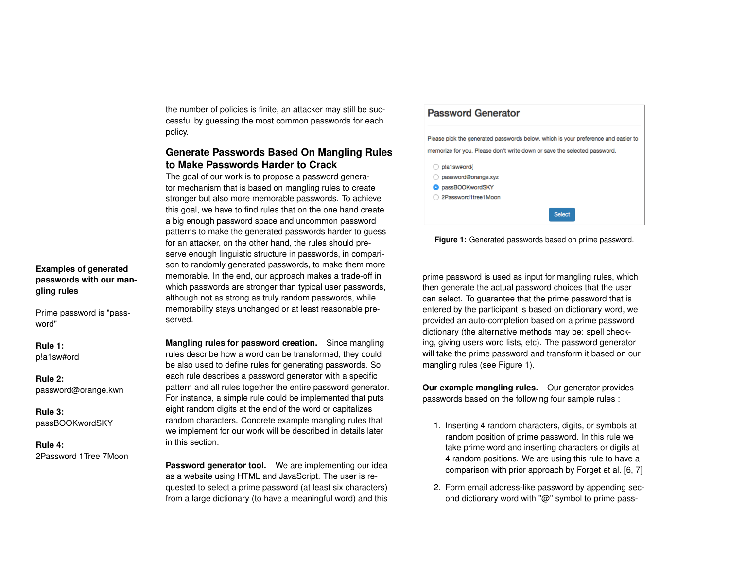the number of policies is finite, an attacker may still be successful by guessing the most common passwords for each policy.

## Generate Passwords Based On Mangling Rules to Make Passwords Harder to Crack

The goal of our work is to propose a password generator mechanism that is based on mangling rules to create stronger but also more memorable passwords. To achieve this goal, we have to find rules that on the one hand create a big enough password space and uncommon password patterns to make the generated passwords harder to guess for an attacker, on the other hand, the rules should preserve enough linguistic structure in passwords, in comparison to randomly generated passwords, to make them more memorable. In the end, our approach makes a trade-off in which passwords are stronger than typical user passwords, although not as strong as truly random passwords, while memorability stays unchanged or at least reasonable preserved.

**Examples of generated passwords with our mangling rules**

Prime password is "password"

**Rule 1:**
p!a1sw#ord

**Rule 2:**
password@orange.kwn

**Rule 3:**
passBOOKwordSKY

**Rule 4:**
2Password 1Tree 7Moon

**Mangling rules for password creation.** Since mangling rules describe how a word can be transformed, they could be also used to define rules for generating passwords. So each rule describes a password generator with a specific pattern and all rules together the entire password generator. For instance, a simple rule could be implemented that puts eight random digits at the end of the word or capitalizes random characters. Concrete example mangling rules that we implement for our work will be described in details later in this section.

**Password generator tool.** We are implementing our idea as a website using HTML and JavaScript. The user is requested to select a prime password (at least six characters) from a large dictionary (to have a meaningful word) and this

**Password Generator**

Please pick the generated passwords below, which is your preference and easier to memorize for you. Please don't write down or save the selected password.

- p!a1sw#ord{
- password@orange.xyz
- passBOOKwordSKY
- 2Password1tree1Moon

Select

**Figure 1:** Generated passwords based on prime password.

prime password is used as input for mangling rules, which then generate the actual password choices that the user can select. To guarantee that the prime password that is entered by the participant is based on dictionary word, we provided an auto-completion based on a prime password dictionary (the alternative methods may be: spell checking, giving users word lists, etc). The password generator will take the prime password and transform it based on our mangling rules (see Figure 1).

**Our example mangling rules.** Our generator provides passwords based on the following four sample rules :

1. Inserting 4 random characters, digits, or symbols at random position of prime password. In this rule we take prime word and inserting characters or digits at 4 random positions. We are using this rule to have a comparison with prior approach by Forget et al. [6, 7]

2. Form email address-like password by appending second dictionary word with "@" symbol to prime pass-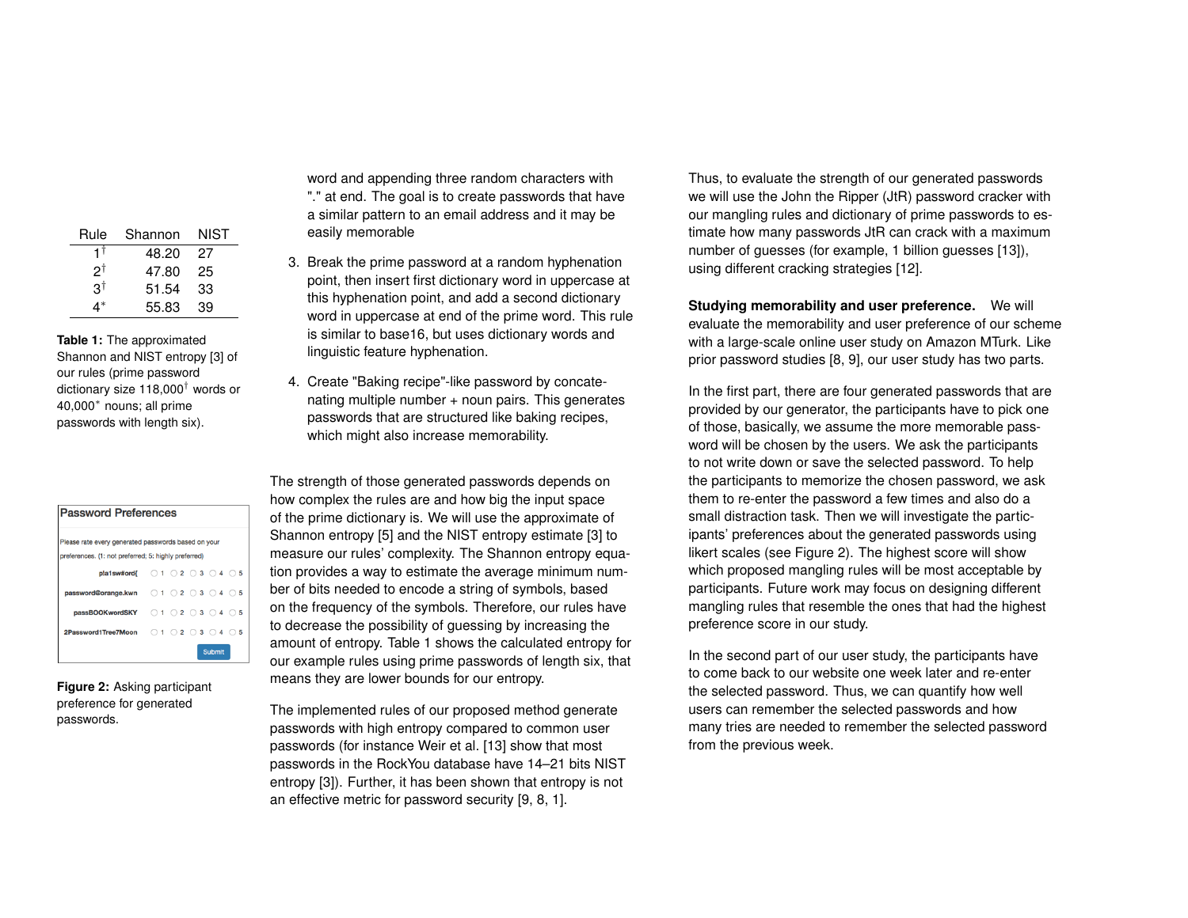| Rule | Shannon | NIST |
|---|---|---|
| 1[†] | 48.20 | 27 |
| 2[†] | 47.80 | 25 |
| 3[†] | 51.54 | 33 |
| 4[*] | 55.83 | 39 |

**Table 1:** The approximated Shannon and NIST entropy [3] of our rules (prime password dictionary size 118,000[†] words or 40,000[*] nouns; all prime passwords with length six).

Password Preferences

Please rate every generated passwords based on your preferences. (1: not preferred; 5: highly preferred)

p!a1sw#ord{ ○ 1 ○ 2 ○ 3 ○ 4 ○ 5

password@orange.kwn ○ 1 ○ 2 ○ 3 ○ 4 ○ 5

passBOOKwordSKY ○ 1 ○ 2 ○ 3 ○ 4 ○ 5

2Password1Tree7Moon ○ 1 ○ 2 ○ 3 ○ 4 ○ 5

Submit

**Figure 2:** Asking participant preference for generated passwords.

word and appending three random characters with "." at end. The goal is to create passwords that have a similar pattern to an email address and it may be easily memorable

3. Break the prime password at a random hyphenation point, then insert first dictionary word in uppercase at this hyphenation point, and add a second dictionary word in uppercase at end of the prime word. This rule is similar to base16, but uses dictionary words and linguistic feature hyphenation.

4. Create "Baking recipe"-like password by concatenating multiple number + noun pairs. This generates passwords that are structured like baking recipes, which might also increase memorability.

The strength of those generated passwords depends on how complex the rules are and how big the input space of the prime dictionary is. We will use the approximate of Shannon entropy [5] and the NIST entropy estimate [3] to measure our rules' complexity. The Shannon entropy equation provides a way to estimate the average minimum number of bits needed to encode a string of symbols, based on the frequency of the symbols. Therefore, our rules have to decrease the possibility of guessing by increasing the amount of entropy. Table 1 shows the calculated entropy for our example rules using prime passwords of length six, that means they are lower bounds for our entropy.

The implemented rules of our proposed method generate passwords with high entropy compared to common user passwords (for instance Weir et al. [13] show that most passwords in the RockYou database have 14–21 bits NIST entropy [3]). Further, it has been shown that entropy is not an effective metric for password security [9, 8, 1].

Thus, to evaluate the strength of our generated passwords we will use the John the Ripper (JtR) password cracker with our mangling rules and dictionary of prime passwords to estimate how many passwords JtR can crack with a maximum number of guesses (for example, 1 billion guesses [13]), using different cracking strategies [12].

**Studying memorability and user preference.** We will evaluate the memorability and user preference of our scheme with a large-scale online user study on Amazon MTurk. Like prior password studies [8, 9], our user study has two parts.

In the first part, there are four generated passwords that are provided by our generator, the participants have to pick one of those, basically, we assume the more memorable password will be chosen by the users. We ask the participants to not write down or save the selected password. To help the participants to memorize the chosen password, we ask them to re-enter the password a few times and also do a small distraction task. Then we will investigate the participants' preferences about the generated passwords using likert scales (see Figure 2). The highest score will show which proposed mangling rules will be most acceptable by participants. Future work may focus on designing different mangling rules that resemble the ones that had the highest preference score in our study.

In the second part of our user study, the participants have to come back to our website one week later and re-enter the selected password. Thus, we can quantify how well users can remember the selected passwords and how many tries are needed to remember the selected password from the previous week.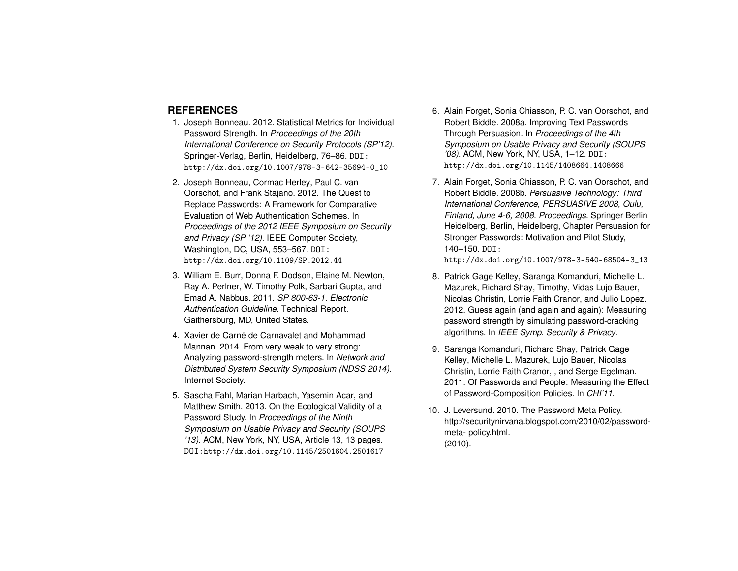## REFERENCES

1. Joseph Bonneau. 2012. Statistical Metrics for Individual Password Strength. In *Proceedings of the 20th International Conference on Security Protocols (SP'12)*. Springer-Verlag, Berlin, Heidelberg, 76–86. DOI: http://dx.doi.org/10.1007/978-3-642-35694-0_10
2. Joseph Bonneau, Cormac Herley, Paul C. van Oorschot, and Frank Stajano. 2012. The Quest to Replace Passwords: A Framework for Comparative Evaluation of Web Authentication Schemes. In *Proceedings of the 2012 IEEE Symposium on Security and Privacy (SP '12)*. IEEE Computer Society, Washington, DC, USA, 553–567. DOI: http://dx.doi.org/10.1109/SP.2012.44
3. William E. Burr, Donna F. Dodson, Elaine M. Newton, Ray A. Perlner, W. Timothy Polk, Sarbari Gupta, and Emad A. Nabbus. 2011. *SP 800-63-1. Electronic Authentication Guideline*. Technical Report. Gaithersburg, MD, United States.
4. Xavier de Carné de Carnavalet and Mohammad Mannan. 2014. From very weak to very strong: Analyzing password-strength meters. In *Network and Distributed System Security Symposium (NDSS 2014)*. Internet Society.
5. Sascha Fahl, Marian Harbach, Yasemin Acar, and Matthew Smith. 2013. On the Ecological Validity of a Password Study. In *Proceedings of the Ninth Symposium on Usable Privacy and Security (SOUPS '13)*. ACM, New York, NY, USA, Article 13, 13 pages. DOI:http://dx.doi.org/10.1145/2501604.2501617
6. Alain Forget, Sonia Chiasson, P. C. van Oorschot, and Robert Biddle. 2008a. Improving Text Passwords Through Persuasion. In *Proceedings of the 4th Symposium on Usable Privacy and Security (SOUPS '08)*. ACM, New York, NY, USA, 1–12. DOI: http://dx.doi.org/10.1145/1408664.1408666
7. Alain Forget, Sonia Chiasson, P. C. van Oorschot, and Robert Biddle. 2008b. *Persuasive Technology: Third International Conference, PERSUASIVE 2008, Oulu, Finland, June 4-6, 2008. Proceedings*. Springer Berlin Heidelberg, Berlin, Heidelberg, Chapter Persuasion for Stronger Passwords: Motivation and Pilot Study, 140–150. DOI: http://dx.doi.org/10.1007/978-3-540-68504-3_13
8. Patrick Gage Kelley, Saranga Komanduri, Michelle L. Mazurek, Richard Shay, Timothy, Vidas Lujo Bauer, Nicolas Christin, Lorrie Faith Cranor, and Julio Lopez. 2012. Guess again (and again and again): Measuring password strength by simulating password-cracking algorithms. In *IEEE Symp. Security & Privacy*.
9. Saranga Komanduri, Richard Shay, Patrick Gage Kelley, Michelle L. Mazurek, Lujo Bauer, Nicolas Christin, Lorrie Faith Cranor, , and Serge Egelman. 2011. Of Passwords and People: Measuring the Effect of Password-Composition Policies. In *CHI'11*.
10. J. Leversund. 2010. The Password Meta Policy. http://securitynirvana.blogspot.com/2010/02/password-meta- policy.html. (2010).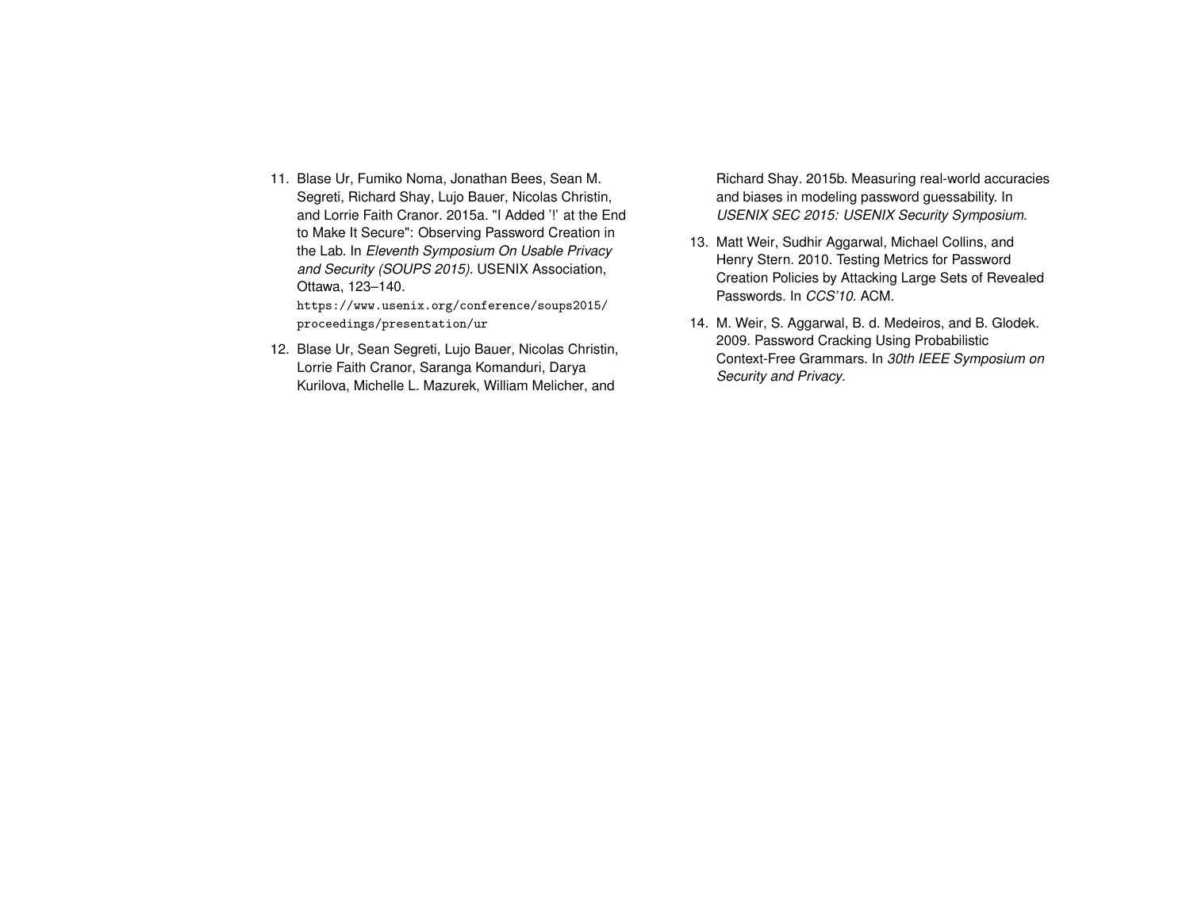11. Blase Ur, Fumiko Noma, Jonathan Bees, Sean M. Segreti, Richard Shay, Lujo Bauer, Nicolas Christin, and Lorrie Faith Cranor. 2015a. "I Added '!' at the End to Make It Secure": Observing Password Creation in the Lab. In *Eleventh Symposium On Usable Privacy and Security (SOUPS 2015)*. USENIX Association, Ottawa, 123–140. `https://www.usenix.org/conference/soups2015/proceedings/presentation/ur`

12. Blase Ur, Sean Segreti, Lujo Bauer, Nicolas Christin, Lorrie Faith Cranor, Saranga Komanduri, Darya Kurilova, Michelle L. Mazurek, William Melicher, and Richard Shay. 2015b. Measuring real-world accuracies and biases in modeling password guessability. In *USENIX SEC 2015: USENIX Security Symposium*.

13. Matt Weir, Sudhir Aggarwal, Michael Collins, and Henry Stern. 2010. Testing Metrics for Password Creation Policies by Attacking Large Sets of Revealed Passwords. In *CCS'10*. ACM.

14. M. Weir, S. Aggarwal, B. d. Medeiros, and B. Glodek. 2009. Password Cracking Using Probabilistic Context-Free Grammars. In *30th IEEE Symposium on Security and Privacy*.